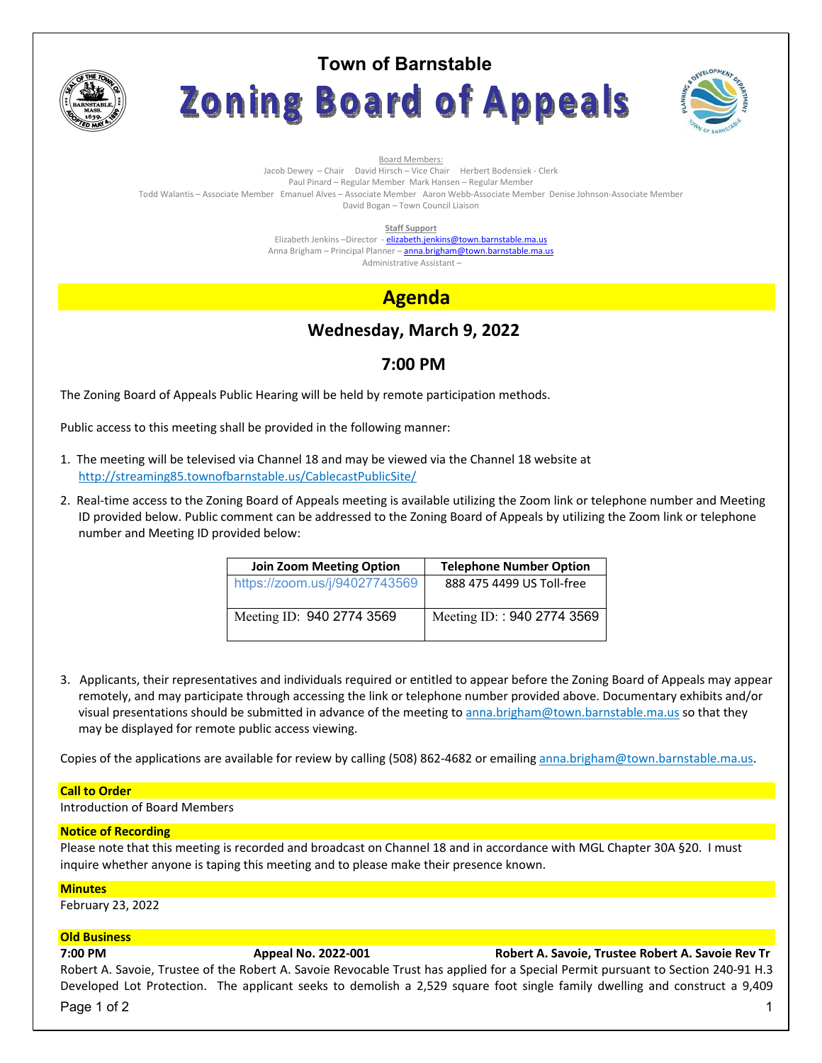# Town of Barnstable

# Zoning Board of Appeals

Board Members:

Jacob Dewey – Chair David Hirsch – Vice Chair Herbert Bodensiek - Clerk
Paul Pinard – Regular Member Mark Hansen – Regular Member
Todd Walantis – Associate Member Emanuel Alves – Associate Member Aaron Webb-Associate Member Denise Johnson-Associate Member
David Bogan – Town Council Liaison

**Staff Support**

Elizabeth Jenkins –Director - elizabeth.jenkins@town.barnstable.ma.us
Anna Brigham – Principal Planner – anna.brigham@town.barnstable.ma.us
Administrative Assistant –

## Agenda

### Wednesday, March 9, 2022

### 7:00 PM

The Zoning Board of Appeals Public Hearing will be held by remote participation methods.

Public access to this meeting shall be provided in the following manner:

1. The meeting will be televised via Channel 18 and may be viewed via the Channel 18 website at http://streaming85.townofbarnstable.us/CablecastPublicSite/
2. Real-time access to the Zoning Board of Appeals meeting is available utilizing the Zoom link or telephone number and Meeting ID provided below. Public comment can be addressed to the Zoning Board of Appeals by utilizing the Zoom link or telephone number and Meeting ID provided below:

| Join Zoom Meeting Option | Telephone Number Option |
| --- | --- |
| https://zoom.us/j/94027743569 | 888 475 4499 US Toll-free |
| Meeting ID: 940 2774 3569 | Meeting ID: : 940 2774 3569 |

3. Applicants, their representatives and individuals required or entitled to appear before the Zoning Board of Appeals may appear remotely, and may participate through accessing the link or telephone number provided above. Documentary exhibits and/or visual presentations should be submitted in advance of the meeting to anna.brigham@town.barnstable.ma.us so that they may be displayed for remote public access viewing.

Copies of the applications are available for review by calling (508) 862-4682 or emailing anna.brigham@town.barnstable.ma.us.

**Call to Order**

Introduction of Board Members

**Notice of Recording**

Please note that this meeting is recorded and broadcast on Channel 18 and in accordance with MGL Chapter 30A §20. I must inquire whether anyone is taping this meeting and to please make their presence known.

**Minutes**

February 23, 2022

**Old Business**

**7:00 PM** **Appeal No. 2022-001** **Robert A. Savoie, Trustee Robert A. Savoie Rev Tr**

Robert A. Savoie, Trustee of the Robert A. Savoie Revocable Trust has applied for a Special Permit pursuant to Section 240-91 H.3 Developed Lot Protection. The applicant seeks to demolish a 2,529 square foot single family dwelling and construct a 9,409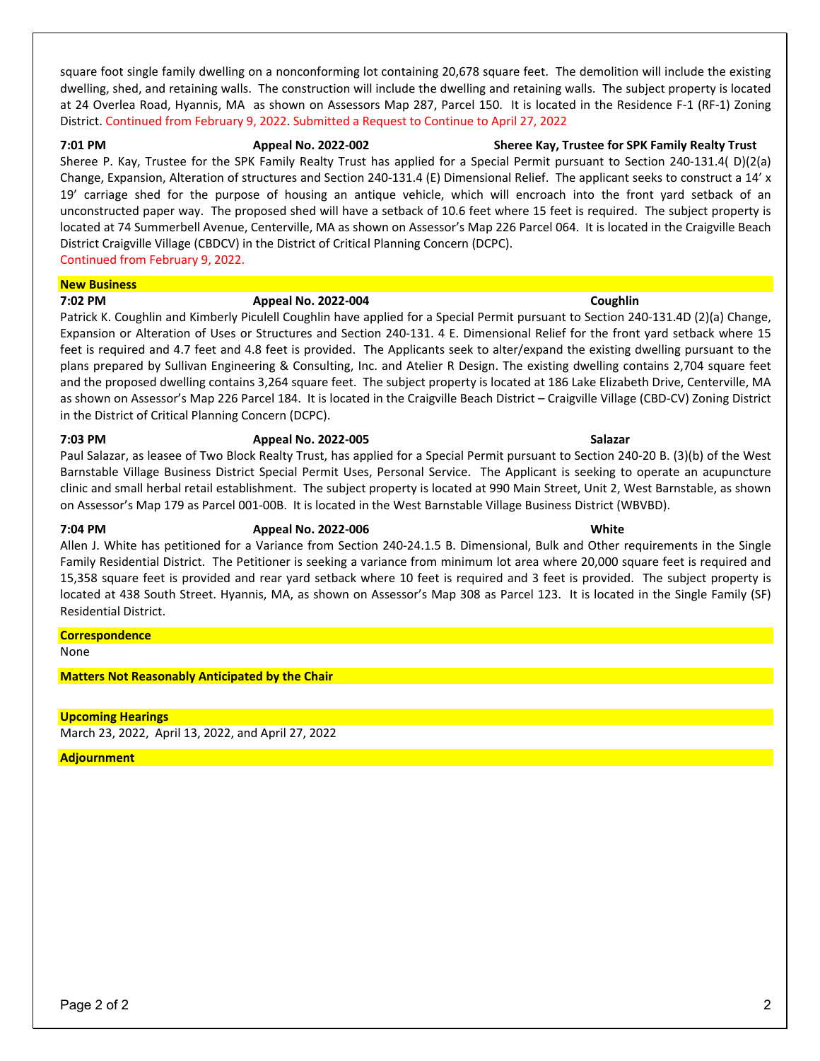square foot single family dwelling on a nonconforming lot containing 20,678 square feet. The demolition will include the existing dwelling, shed, and retaining walls. The construction will include the dwelling and retaining walls. The subject property is located at 24 Overlea Road, Hyannis, MA as shown on Assessors Map 287, Parcel 150. It is located in the Residence F-1 (RF-1) Zoning District. Continued from February 9, 2022. Submitted a Request to Continue to April 27, 2022

**7:01 PM** **Appeal No. 2022-002** **Sheree Kay, Trustee for SPK Family Realty Trust**

Sheree P. Kay, Trustee for the SPK Family Realty Trust has applied for a Special Permit pursuant to Section 240-131.4( D)(2(a) Change, Expansion, Alteration of structures and Section 240-131.4 (E) Dimensional Relief. The applicant seeks to construct a 14' x 19' carriage shed for the purpose of housing an antique vehicle, which will encroach into the front yard setback of an unconstructed paper way. The proposed shed will have a setback of 10.6 feet where 15 feet is required. The subject property is located at 74 Summerbell Avenue, Centerville, MA as shown on Assessor's Map 226 Parcel 064. It is located in the Craigville Beach District Craigville Village (CBDCV) in the District of Critical Planning Concern (DCPC).
Continued from February 9, 2022.

## New Business

**7:02 PM** **Appeal No. 2022-004** **Coughlin**

Patrick K. Coughlin and Kimberly Piculell Coughlin have applied for a Special Permit pursuant to Section 240-131.4D (2)(a) Change, Expansion or Alteration of Uses or Structures and Section 240-131. 4 E. Dimensional Relief for the front yard setback where 15 feet is required and 4.7 feet and 4.8 feet is provided. The Applicants seek to alter/expand the existing dwelling pursuant to the plans prepared by Sullivan Engineering & Consulting, Inc. and Atelier R Design. The existing dwelling contains 2,704 square feet and the proposed dwelling contains 3,264 square feet. The subject property is located at 186 Lake Elizabeth Drive, Centerville, MA as shown on Assessor's Map 226 Parcel 184. It is located in the Craigville Beach District – Craigville Village (CBD-CV) Zoning District in the District of Critical Planning Concern (DCPC).

**7:03 PM** **Appeal No. 2022-005** **Salazar**

Paul Salazar, as leasee of Two Block Realty Trust, has applied for a Special Permit pursuant to Section 240-20 B. (3)(b) of the West Barnstable Village Business District Special Permit Uses, Personal Service. The Applicant is seeking to operate an acupuncture clinic and small herbal retail establishment. The subject property is located at 990 Main Street, Unit 2, West Barnstable, as shown on Assessor's Map 179 as Parcel 001-00B. It is located in the West Barnstable Village Business District (WBVBD).

**7:04 PM** **Appeal No. 2022-006** **White**

Allen J. White has petitioned for a Variance from Section 240-24.1.5 B. Dimensional, Bulk and Other requirements in the Single Family Residential District. The Petitioner is seeking a variance from minimum lot area where 20,000 square feet is required and 15,358 square feet is provided and rear yard setback where 10 feet is required and 3 feet is provided. The subject property is located at 438 South Street. Hyannis, MA, as shown on Assessor's Map 308 as Parcel 123. It is located in the Single Family (SF) Residential District.

## Correspondence

None

## Matters Not Reasonably Anticipated by the Chair

## Upcoming Hearings

March 23, 2022, April 13, 2022, and April 27, 2022

## Adjournment